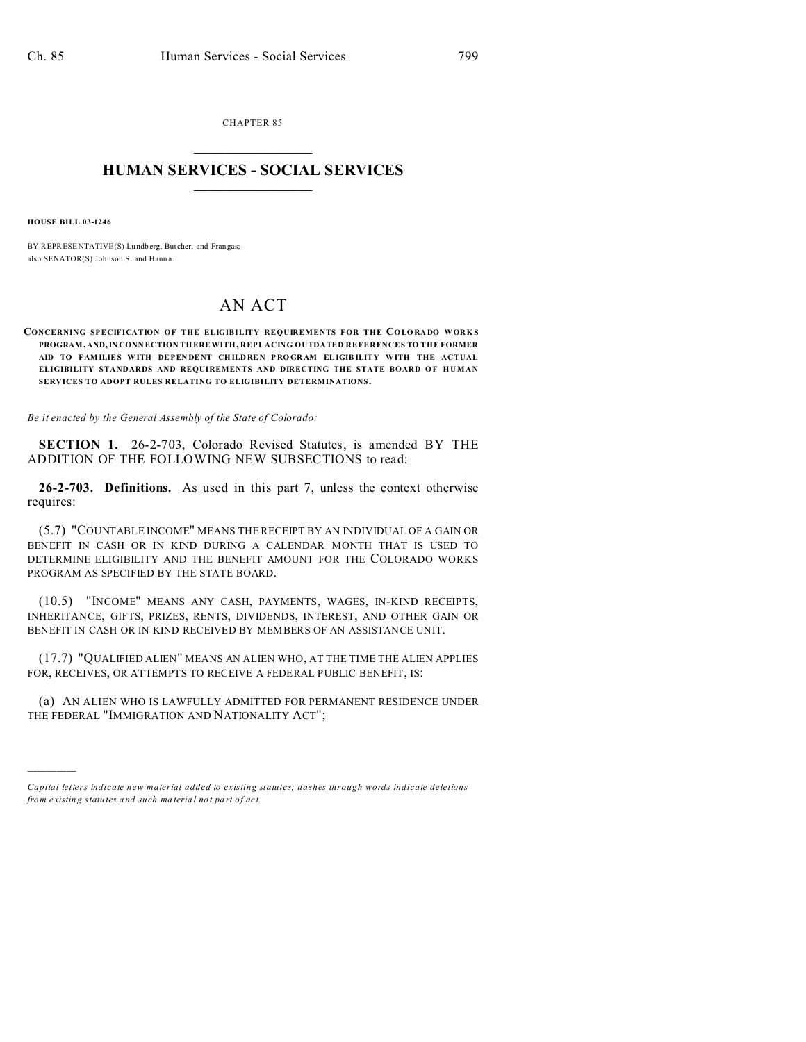CHAPTER 85

# HUMAN SERVICES - SOCIAL SERVICES

**HOUSE BILL 03-1246**

BY REPRESENTATIVE(S) Lundberg, Butcher, and Frangas;
also SENATOR(S) Johnson S. and Hanna.

# AN ACT

**CONCERNING SPECIFICATION OF THE ELIGIBILITY REQUIREMENTS FOR THE COLORADO WORKS PROGRAM, AND, IN CONNECTION THEREWITH, REPLACING OUTDATED REFERENCES TO THE FORMER AID TO FAMILIES WITH DEPENDENT CHILDREN PROGRAM ELIGIBILITY WITH THE ACTUAL ELIGIBILITY STANDARDS AND REQUIREMENTS AND DIRECTING THE STATE BOARD OF HUMAN SERVICES TO ADOPT RULES RELATING TO ELIGIBILITY DETERMINATIONS.**

*Be it enacted by the General Assembly of the State of Colorado:*

**SECTION 1.** 26-2-703, Colorado Revised Statutes, is amended BY THE ADDITION OF THE FOLLOWING NEW SUBSECTIONS to read:

**26-2-703. Definitions.** As used in this part 7, unless the context otherwise requires:

(5.7) "COUNTABLE INCOME" MEANS THE RECEIPT BY AN INDIVIDUAL OF A GAIN OR BENEFIT IN CASH OR IN KIND DURING A CALENDAR MONTH THAT IS USED TO DETERMINE ELIGIBILITY AND THE BENEFIT AMOUNT FOR THE COLORADO WORKS PROGRAM AS SPECIFIED BY THE STATE BOARD.

(10.5) "INCOME" MEANS ANY CASH, PAYMENTS, WAGES, IN-KIND RECEIPTS, INHERITANCE, GIFTS, PRIZES, RENTS, DIVIDENDS, INTEREST, AND OTHER GAIN OR BENEFIT IN CASH OR IN KIND RECEIVED BY MEMBERS OF AN ASSISTANCE UNIT.

(17.7) "QUALIFIED ALIEN" MEANS AN ALIEN WHO, AT THE TIME THE ALIEN APPLIES FOR, RECEIVES, OR ATTEMPTS TO RECEIVE A FEDERAL PUBLIC BENEFIT, IS:

(a) AN ALIEN WHO IS LAWFULLY ADMITTED FOR PERMANENT RESIDENCE UNDER THE FEDERAL "IMMIGRATION AND NATIONALITY ACT";

---

*Capital letters indicate new material added to existing statutes; dashes through words indicate deletions from existing statutes and such material not part of act.*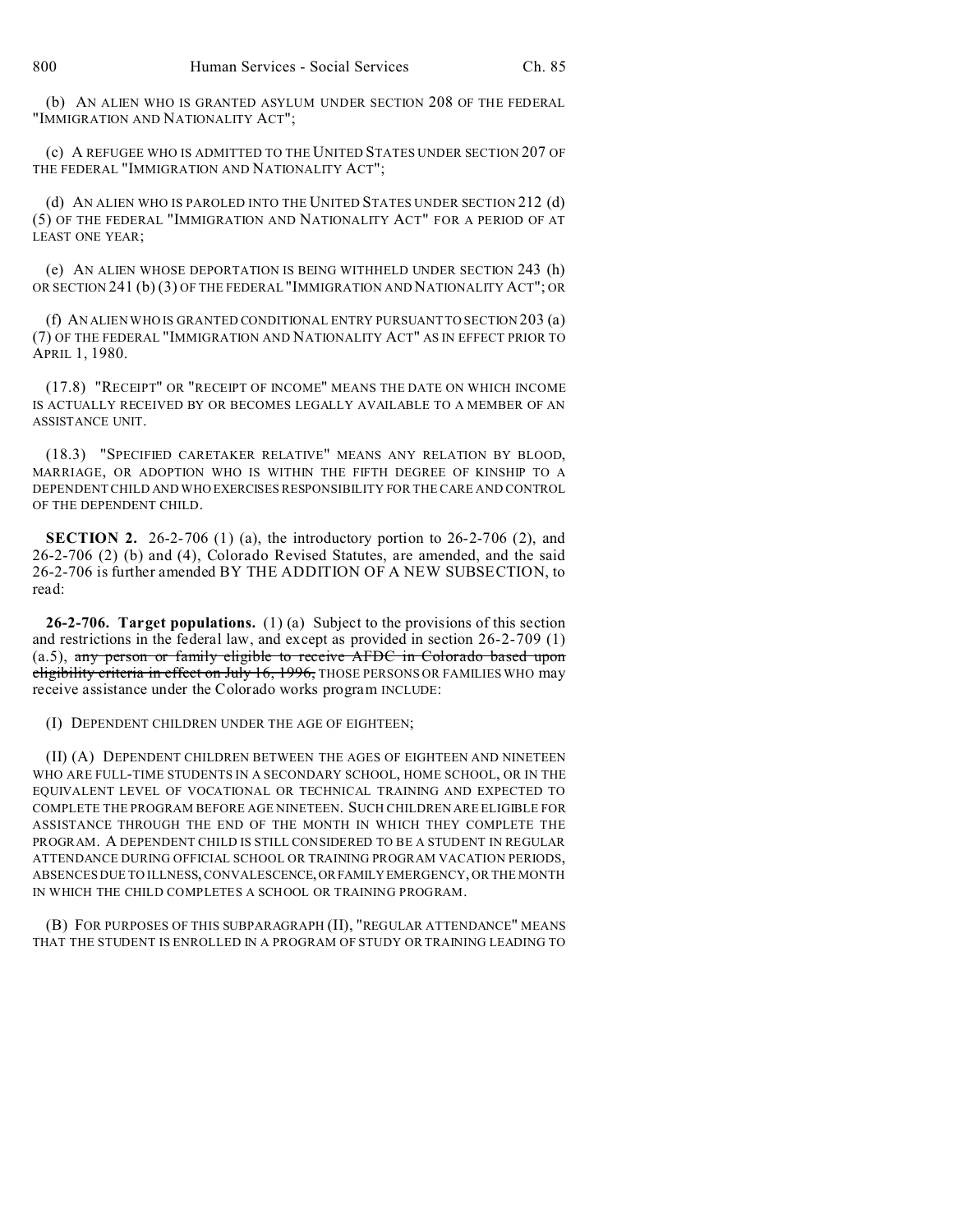(b) AN ALIEN WHO IS GRANTED ASYLUM UNDER SECTION 208 OF THE FEDERAL "IMMIGRATION AND NATIONALITY ACT";

(c) A REFUGEE WHO IS ADMITTED TO THE UNITED STATES UNDER SECTION 207 OF THE FEDERAL "IMMIGRATION AND NATIONALITY ACT";

(d) AN ALIEN WHO IS PAROLED INTO THE UNITED STATES UNDER SECTION 212 (d) (5) OF THE FEDERAL "IMMIGRATION AND NATIONALITY ACT" FOR A PERIOD OF AT LEAST ONE YEAR;

(e) AN ALIEN WHOSE DEPORTATION IS BEING WITHHELD UNDER SECTION 243 (h) OR SECTION 241 (b) (3) OF THE FEDERAL "IMMIGRATION AND NATIONALITY ACT"; OR

(f) AN ALIEN WHO IS GRANTED CONDITIONAL ENTRY PURSUANT TO SECTION 203 (a) (7) OF THE FEDERAL "IMMIGRATION AND NATIONALITY ACT" AS IN EFFECT PRIOR TO APRIL 1, 1980.

(17.8) "RECEIPT" OR "RECEIPT OF INCOME" MEANS THE DATE ON WHICH INCOME IS ACTUALLY RECEIVED BY OR BECOMES LEGALLY AVAILABLE TO A MEMBER OF AN ASSISTANCE UNIT.

(18.3) "SPECIFIED CARETAKER RELATIVE" MEANS ANY RELATION BY BLOOD, MARRIAGE, OR ADOPTION WHO IS WITHIN THE FIFTH DEGREE OF KINSHIP TO A DEPENDENT CHILD AND WHO EXERCISES RESPONSIBILITY FOR THE CARE AND CONTROL OF THE DEPENDENT CHILD.

**SECTION 2.** 26-2-706 (1) (a), the introductory portion to 26-2-706 (2), and 26-2-706 (2) (b) and (4), Colorado Revised Statutes, are amended, and the said 26-2-706 is further amended BY THE ADDITION OF A NEW SUBSECTION, to read:

**26-2-706. Target populations.** (1) (a) Subject to the provisions of this section and restrictions in the federal law, and except as provided in section 26-2-709 (1) (a.5), ~~any person or family eligible to receive AFDC in Colorado based upon eligibility criteria in effect on July 16, 1996,~~ THOSE PERSONS OR FAMILIES WHO may receive assistance under the Colorado works program INCLUDE:

(I) DEPENDENT CHILDREN UNDER THE AGE OF EIGHTEEN;

(II) (A) DEPENDENT CHILDREN BETWEEN THE AGES OF EIGHTEEN AND NINETEEN WHO ARE FULL-TIME STUDENTS IN A SECONDARY SCHOOL, HOME SCHOOL, OR IN THE EQUIVALENT LEVEL OF VOCATIONAL OR TECHNICAL TRAINING AND EXPECTED TO COMPLETE THE PROGRAM BEFORE AGE NINETEEN. SUCH CHILDREN ARE ELIGIBLE FOR ASSISTANCE THROUGH THE END OF THE MONTH IN WHICH THEY COMPLETE THE PROGRAM. A DEPENDENT CHILD IS STILL CONSIDERED TO BE A STUDENT IN REGULAR ATTENDANCE DURING OFFICIAL SCHOOL OR TRAINING PROGRAM VACATION PERIODS, ABSENCES DUE TO ILLNESS, CONVALESCENCE, OR FAMILY EMERGENCY, OR THE MONTH IN WHICH THE CHILD COMPLETES A SCHOOL OR TRAINING PROGRAM.

(B) FOR PURPOSES OF THIS SUBPARAGRAPH (II), "REGULAR ATTENDANCE" MEANS THAT THE STUDENT IS ENROLLED IN A PROGRAM OF STUDY OR TRAINING LEADING TO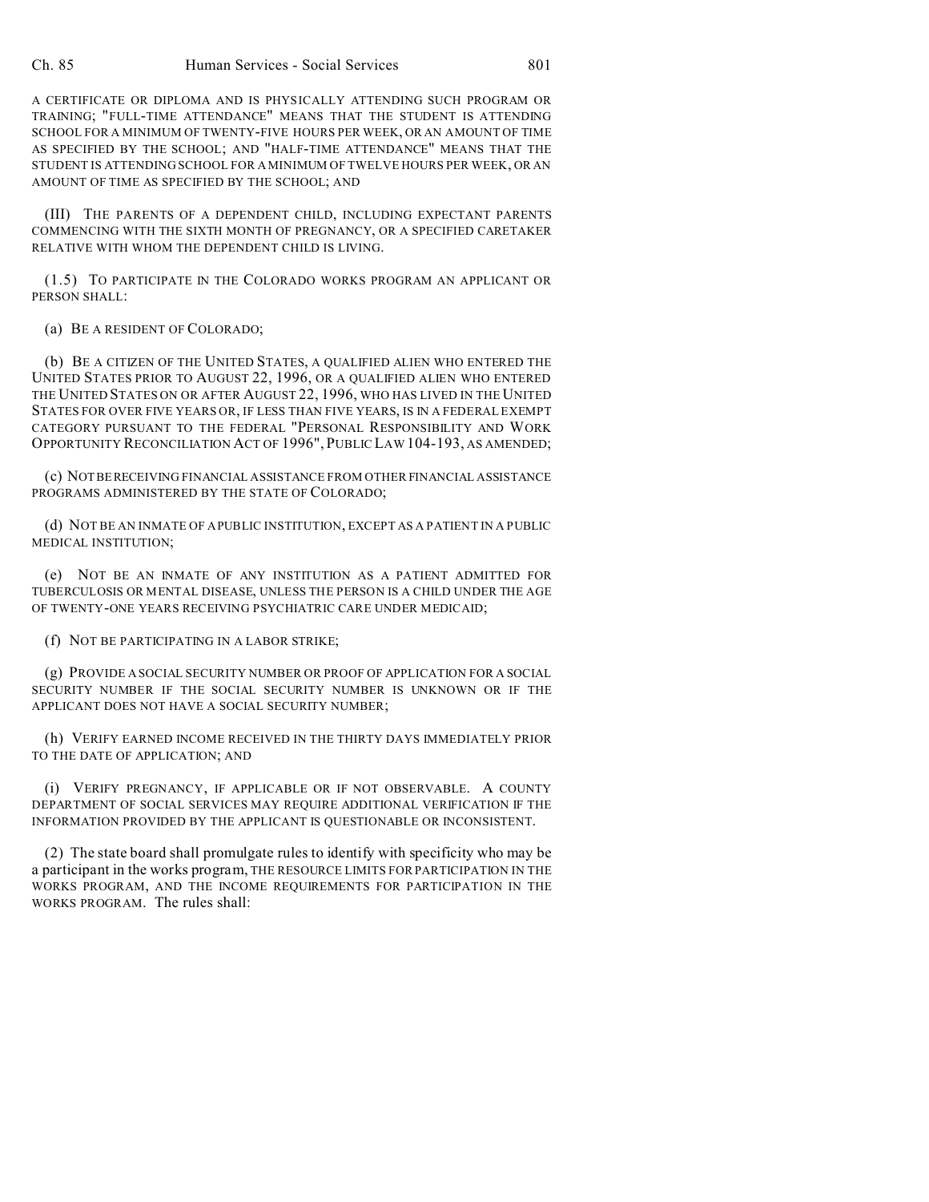A CERTIFICATE OR DIPLOMA AND IS PHYSICALLY ATTENDING SUCH PROGRAM OR TRAINING; "FULL-TIME ATTENDANCE" MEANS THAT THE STUDENT IS ATTENDING SCHOOL FOR A MINIMUM OF TWENTY-FIVE HOURS PER WEEK, OR AN AMOUNT OF TIME AS SPECIFIED BY THE SCHOOL; AND "HALF-TIME ATTENDANCE" MEANS THAT THE STUDENT IS ATTENDING SCHOOL FOR A MINIMUM OF TWELVE HOURS PER WEEK, OR AN AMOUNT OF TIME AS SPECIFIED BY THE SCHOOL; AND

(III) THE PARENTS OF A DEPENDENT CHILD, INCLUDING EXPECTANT PARENTS COMMENCING WITH THE SIXTH MONTH OF PREGNANCY, OR A SPECIFIED CARETAKER RELATIVE WITH WHOM THE DEPENDENT CHILD IS LIVING.

(1.5) TO PARTICIPATE IN THE COLORADO WORKS PROGRAM AN APPLICANT OR PERSON SHALL:

(a) BE A RESIDENT OF COLORADO;

(b) BE A CITIZEN OF THE UNITED STATES, A QUALIFIED ALIEN WHO ENTERED THE UNITED STATES PRIOR TO AUGUST 22, 1996, OR A QUALIFIED ALIEN WHO ENTERED THE UNITED STATES ON OR AFTER AUGUST 22, 1996, WHO HAS LIVED IN THE UNITED STATES FOR OVER FIVE YEARS OR, IF LESS THAN FIVE YEARS, IS IN A FEDERAL EXEMPT CATEGORY PURSUANT TO THE FEDERAL "PERSONAL RESPONSIBILITY AND WORK OPPORTUNITY RECONCILIATION ACT OF 1996", PUBLIC LAW 104-193, AS AMENDED;

(c) NOT BE RECEIVING FINANCIAL ASSISTANCE FROM OTHER FINANCIAL ASSISTANCE PROGRAMS ADMINISTERED BY THE STATE OF COLORADO;

(d) NOT BE AN INMATE OF A PUBLIC INSTITUTION, EXCEPT AS A PATIENT IN A PUBLIC MEDICAL INSTITUTION;

(e) NOT BE AN INMATE OF ANY INSTITUTION AS A PATIENT ADMITTED FOR TUBERCULOSIS OR MENTAL DISEASE, UNLESS THE PERSON IS A CHILD UNDER THE AGE OF TWENTY-ONE YEARS RECEIVING PSYCHIATRIC CARE UNDER MEDICAID;

(f) NOT BE PARTICIPATING IN A LABOR STRIKE;

(g) PROVIDE A SOCIAL SECURITY NUMBER OR PROOF OF APPLICATION FOR A SOCIAL SECURITY NUMBER IF THE SOCIAL SECURITY NUMBER IS UNKNOWN OR IF THE APPLICANT DOES NOT HAVE A SOCIAL SECURITY NUMBER;

(h) VERIFY EARNED INCOME RECEIVED IN THE THIRTY DAYS IMMEDIATELY PRIOR TO THE DATE OF APPLICATION; AND

(i) VERIFY PREGNANCY, IF APPLICABLE OR IF NOT OBSERVABLE. A COUNTY DEPARTMENT OF SOCIAL SERVICES MAY REQUIRE ADDITIONAL VERIFICATION IF THE INFORMATION PROVIDED BY THE APPLICANT IS QUESTIONABLE OR INCONSISTENT.

(2) The state board shall promulgate rules to identify with specificity who may be a participant in the works program, THE RESOURCE LIMITS FOR PARTICIPATION IN THE WORKS PROGRAM, AND THE INCOME REQUIREMENTS FOR PARTICIPATION IN THE WORKS PROGRAM. The rules shall: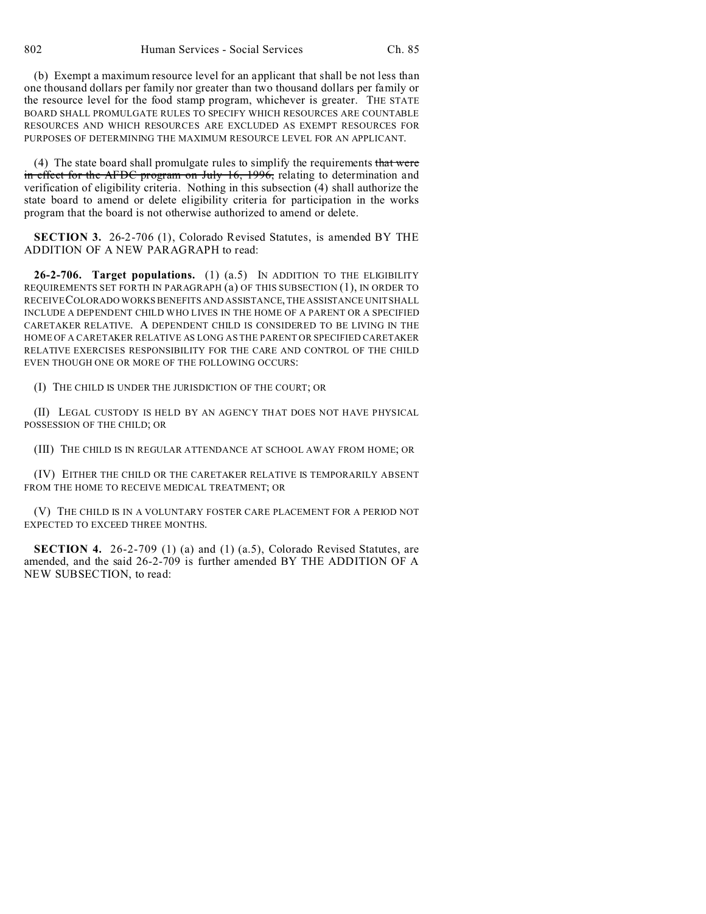(b) Exempt a maximum resource level for an applicant that shall be not less than one thousand dollars per family nor greater than two thousand dollars per family or the resource level for the food stamp program, whichever is greater. THE STATE BOARD SHALL PROMULGATE RULES TO SPECIFY WHICH RESOURCES ARE COUNTABLE RESOURCES AND WHICH RESOURCES ARE EXCLUDED AS EXEMPT RESOURCES FOR PURPOSES OF DETERMINING THE MAXIMUM RESOURCE LEVEL FOR AN APPLICANT.

(4) The state board shall promulgate rules to simplify the requirements ~~that were in effect for the AFDC program on July 16, 1996,~~ relating to determination and verification of eligibility criteria. Nothing in this subsection (4) shall authorize the state board to amend or delete eligibility criteria for participation in the works program that the board is not otherwise authorized to amend or delete.

**SECTION 3.** 26-2-706 (1), Colorado Revised Statutes, is amended BY THE ADDITION OF A NEW PARAGRAPH to read:

**26-2-706. Target populations.** (1) (a.5) IN ADDITION TO THE ELIGIBILITY REQUIREMENTS SET FORTH IN PARAGRAPH (a) OF THIS SUBSECTION (1), IN ORDER TO RECEIVE COLORADO WORKS BENEFITS AND ASSISTANCE, THE ASSISTANCE UNIT SHALL INCLUDE A DEPENDENT CHILD WHO LIVES IN THE HOME OF A PARENT OR A SPECIFIED CARETAKER RELATIVE. A DEPENDENT CHILD IS CONSIDERED TO BE LIVING IN THE HOME OF A CARETAKER RELATIVE AS LONG AS THE PARENT OR SPECIFIED CARETAKER RELATIVE EXERCISES RESPONSIBILITY FOR THE CARE AND CONTROL OF THE CHILD EVEN THOUGH ONE OR MORE OF THE FOLLOWING OCCURS:

(I) THE CHILD IS UNDER THE JURISDICTION OF THE COURT; OR

(II) LEGAL CUSTODY IS HELD BY AN AGENCY THAT DOES NOT HAVE PHYSICAL POSSESSION OF THE CHILD; OR

(III) THE CHILD IS IN REGULAR ATTENDANCE AT SCHOOL AWAY FROM HOME; OR

(IV) EITHER THE CHILD OR THE CARETAKER RELATIVE IS TEMPORARILY ABSENT FROM THE HOME TO RECEIVE MEDICAL TREATMENT; OR

(V) THE CHILD IS IN A VOLUNTARY FOSTER CARE PLACEMENT FOR A PERIOD NOT EXPECTED TO EXCEED THREE MONTHS.

**SECTION 4.** 26-2-709 (1) (a) and (1) (a.5), Colorado Revised Statutes, are amended, and the said 26-2-709 is further amended BY THE ADDITION OF A NEW SUBSECTION, to read: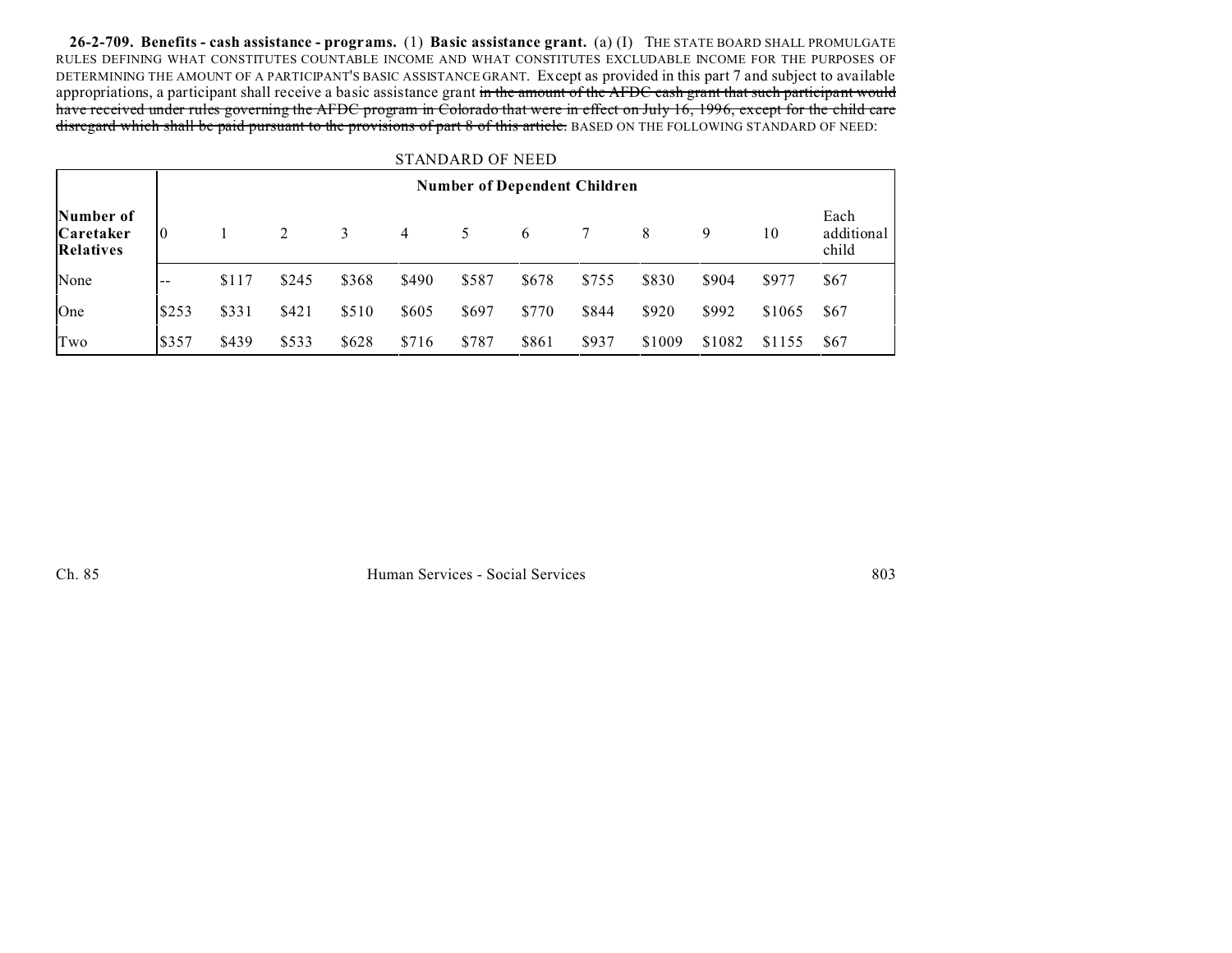**26-2-709. Benefits - cash assistance - programs.** (1) **Basic assistance grant.** (a) (I) THE STATE BOARD SHALL PROMULGATE RULES DEFINING WHAT CONSTITUTES COUNTABLE INCOME AND WHAT CONSTITUTES EXCLUDABLE INCOME FOR THE PURPOSES OF DETERMINING THE AMOUNT OF A PARTICIPANT'S BASIC ASSISTANCE GRANT. Except as provided in this part 7 and subject to available appropriations, a participant shall receive a basic assistance grant ~~in the amount of the AFDC cash grant that such participant would have received under rules governing the AFDC program in Colorado that were in effect on July 16, 1996, except for the child care disregard which shall be paid pursuant to the provisions of part 8 of this article.~~ BASED ON THE FOLLOWING STANDARD OF NEED:

STANDARD OF NEED

| | **Number of Dependent Children** | | | | | | | | | | | |
|---|---|---|---|---|---|---|---|---|---|---|---|---|
| **Number of Caretaker Relatives** | 0 | 1 | 2 | 3 | 4 | 5 | 6 | 7 | 8 | 9 | 10 | Each additional child |
| None | -- | $117 | $245 | $368 | $490 | $587 | $678 | $755 | $830 | $904 | $977 | $67 |
| One | $253 | $331 | $421 | $510 | $605 | $697 | $770 | $844 | $920 | $992 | $1065 | $67 |
| Two | $357 | $439 | $533 | $628 | $716 | $787 | $861 | $937 | $1009 | $1082 | $1155 | $67 |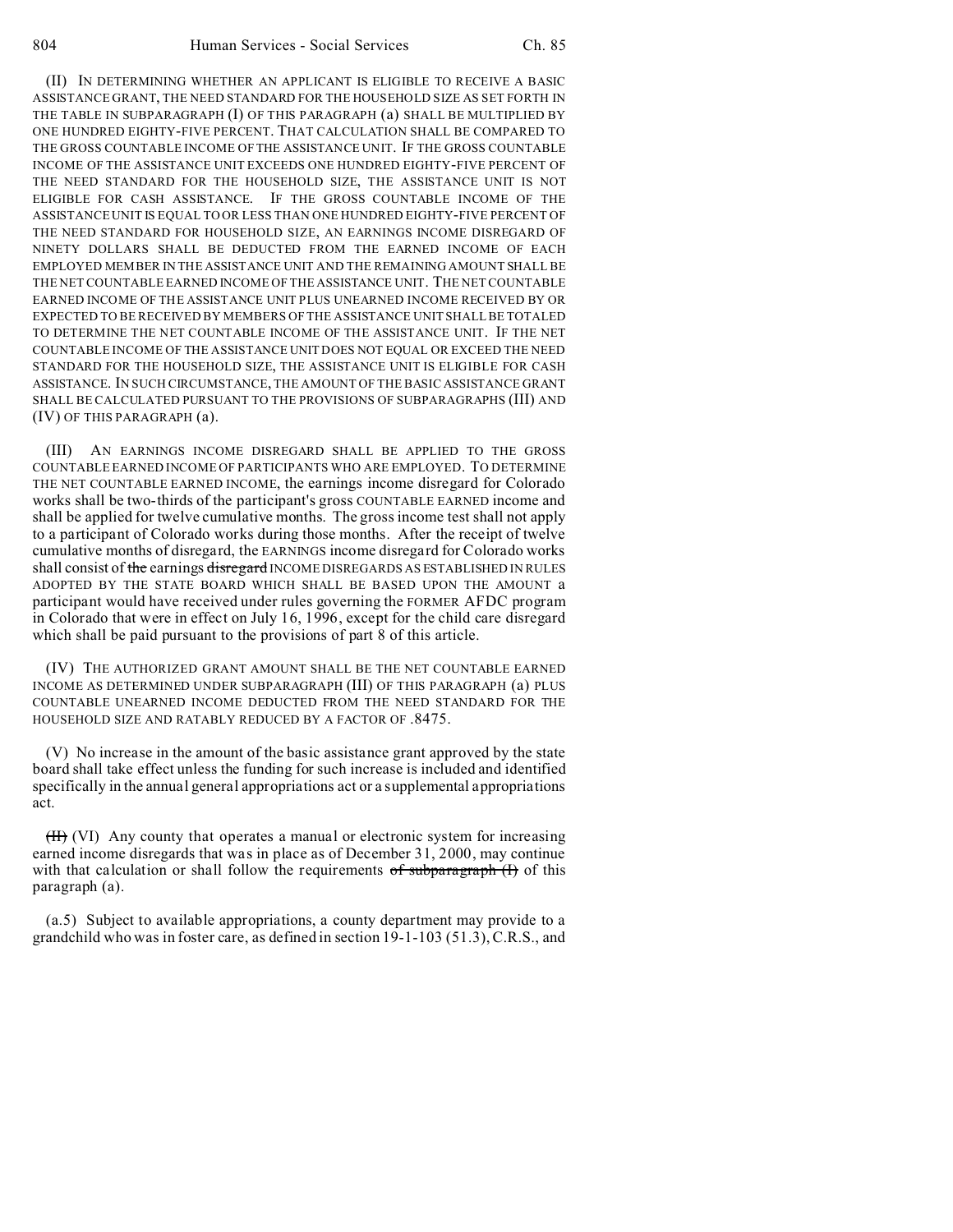(II) IN DETERMINING WHETHER AN APPLICANT IS ELIGIBLE TO RECEIVE A BASIC ASSISTANCE GRANT, THE NEED STANDARD FOR THE HOUSEHOLD SIZE AS SET FORTH IN THE TABLE IN SUBPARAGRAPH (I) OF THIS PARAGRAPH (a) SHALL BE MULTIPLIED BY ONE HUNDRED EIGHTY-FIVE PERCENT. THAT CALCULATION SHALL BE COMPARED TO THE GROSS COUNTABLE INCOME OF THE ASSISTANCE UNIT. IF THE GROSS COUNTABLE INCOME OF THE ASSISTANCE UNIT EXCEEDS ONE HUNDRED EIGHTY-FIVE PERCENT OF THE NEED STANDARD FOR THE HOUSEHOLD SIZE, THE ASSISTANCE UNIT IS NOT ELIGIBLE FOR CASH ASSISTANCE. IF THE GROSS COUNTABLE INCOME OF THE ASSISTANCE UNIT IS EQUAL TO OR LESS THAN ONE HUNDRED EIGHTY-FIVE PERCENT OF THE NEED STANDARD FOR HOUSEHOLD SIZE, AN EARNINGS INCOME DISREGARD OF NINETY DOLLARS SHALL BE DEDUCTED FROM THE EARNED INCOME OF EACH EMPLOYED MEMBER IN THE ASSISTANCE UNIT AND THE REMAINING AMOUNT SHALL BE THE NET COUNTABLE EARNED INCOME OF THE ASSISTANCE UNIT. THE NET COUNTABLE EARNED INCOME OF THE ASSISTANCE UNIT PLUS UNEARNED INCOME RECEIVED BY OR EXPECTED TO BE RECEIVED BY MEMBERS OF THE ASSISTANCE UNIT SHALL BE TOTALED TO DETERMINE THE NET COUNTABLE INCOME OF THE ASSISTANCE UNIT. IF THE NET COUNTABLE INCOME OF THE ASSISTANCE UNIT DOES NOT EQUAL OR EXCEED THE NEED STANDARD FOR THE HOUSEHOLD SIZE, THE ASSISTANCE UNIT IS ELIGIBLE FOR CASH ASSISTANCE. IN SUCH CIRCUMSTANCE, THE AMOUNT OF THE BASIC ASSISTANCE GRANT SHALL BE CALCULATED PURSUANT TO THE PROVISIONS OF SUBPARAGRAPHS (III) AND (IV) OF THIS PARAGRAPH (a).

(III) AN EARNINGS INCOME DISREGARD SHALL BE APPLIED TO THE GROSS COUNTABLE EARNED INCOME OF PARTICIPANTS WHO ARE EMPLOYED. TO DETERMINE THE NET COUNTABLE EARNED INCOME, the earnings income disregard for Colorado works shall be two-thirds of the participant's gross COUNTABLE EARNED income and shall be applied for twelve cumulative months. The gross income test shall not apply to a participant of Colorado works during those months. After the receipt of twelve cumulative months of disregard, the EARNINGS income disregard for Colorado works shall consist of ~~the~~ earnings ~~disregard~~ INCOME DISREGARDS AS ESTABLISHED IN RULES ADOPTED BY THE STATE BOARD WHICH SHALL BE BASED UPON THE AMOUNT a participant would have received under rules governing the FORMER AFDC program in Colorado that were in effect on July 16, 1996, except for the child care disregard which shall be paid pursuant to the provisions of part 8 of this article.

(IV) THE AUTHORIZED GRANT AMOUNT SHALL BE THE NET COUNTABLE EARNED INCOME AS DETERMINED UNDER SUBPARAGRAPH (III) OF THIS PARAGRAPH (a) PLUS COUNTABLE UNEARNED INCOME DEDUCTED FROM THE NEED STANDARD FOR THE HOUSEHOLD SIZE AND RATABLY REDUCED BY A FACTOR OF .8475.

(V) No increase in the amount of the basic assistance grant approved by the state board shall take effect unless the funding for such increase is included and identified specifically in the annual general appropriations act or a supplemental appropriations act.

~~(II)~~ (VI) Any county that operates a manual or electronic system for increasing earned income disregards that was in place as of December 31, 2000, may continue with that calculation or shall follow the requirements ~~of subparagraph (I)~~ of this paragraph (a).

(a.5) Subject to available appropriations, a county department may provide to a grandchild who was in foster care, as defined in section 19-1-103 (51.3), C.R.S., and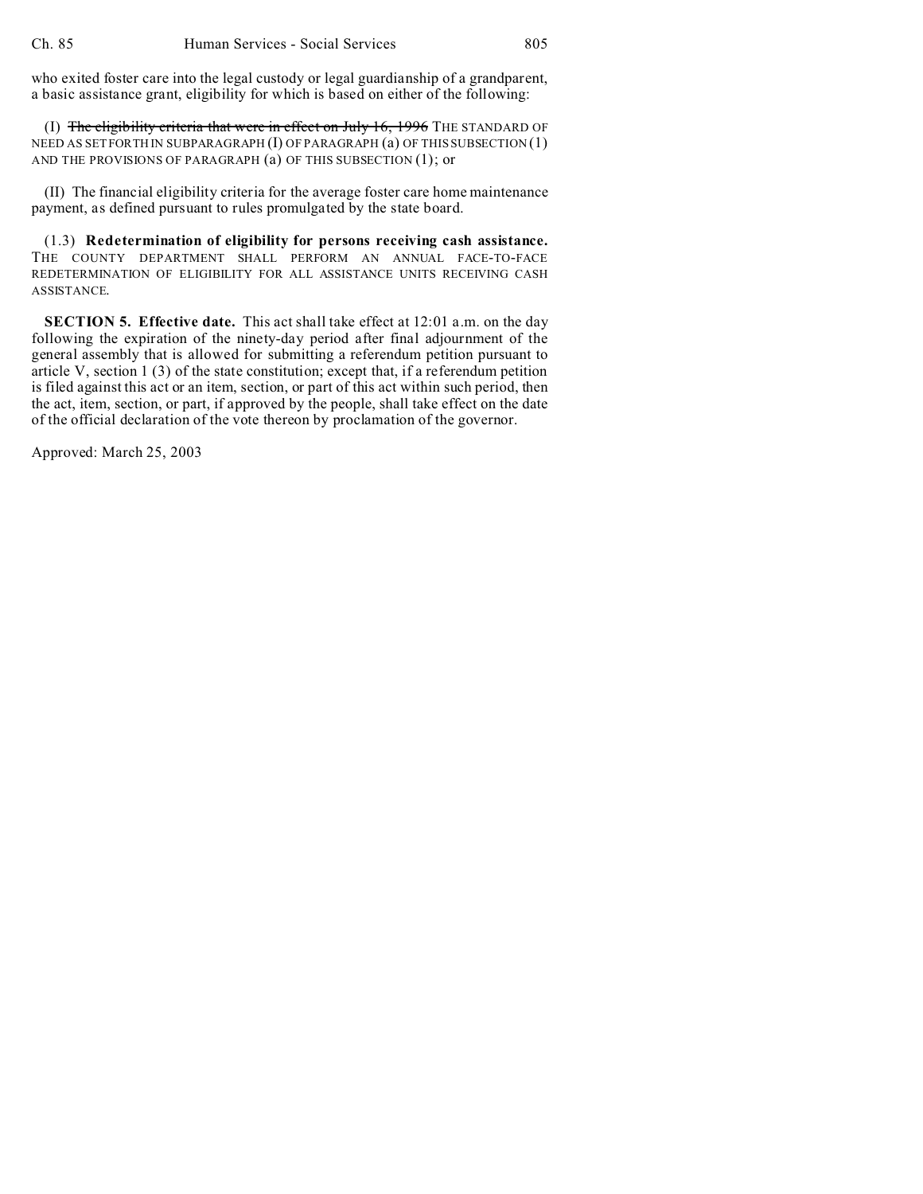who exited foster care into the legal custody or legal guardianship of a grandparent, a basic assistance grant, eligibility for which is based on either of the following:

(I) ~~The eligibility criteria that were in effect on July 16, 1996~~ THE STANDARD OF NEED AS SET FORTH IN SUBPARAGRAPH (I) OF PARAGRAPH (a) OF THIS SUBSECTION (1) AND THE PROVISIONS OF PARAGRAPH (a) OF THIS SUBSECTION (1); or

(II) The financial eligibility criteria for the average foster care home maintenance payment, as defined pursuant to rules promulgated by the state board.

(1.3) **Redetermination of eligibility for persons receiving cash assistance.** THE COUNTY DEPARTMENT SHALL PERFORM AN ANNUAL FACE-TO-FACE REDETERMINATION OF ELIGIBILITY FOR ALL ASSISTANCE UNITS RECEIVING CASH ASSISTANCE.

**SECTION 5. Effective date.** This act shall take effect at 12:01 a.m. on the day following the expiration of the ninety-day period after final adjournment of the general assembly that is allowed for submitting a referendum petition pursuant to article V, section 1 (3) of the state constitution; except that, if a referendum petition is filed against this act or an item, section, or part of this act within such period, then the act, item, section, or part, if approved by the people, shall take effect on the date of the official declaration of the vote thereon by proclamation of the governor.

Approved: March 25, 2003